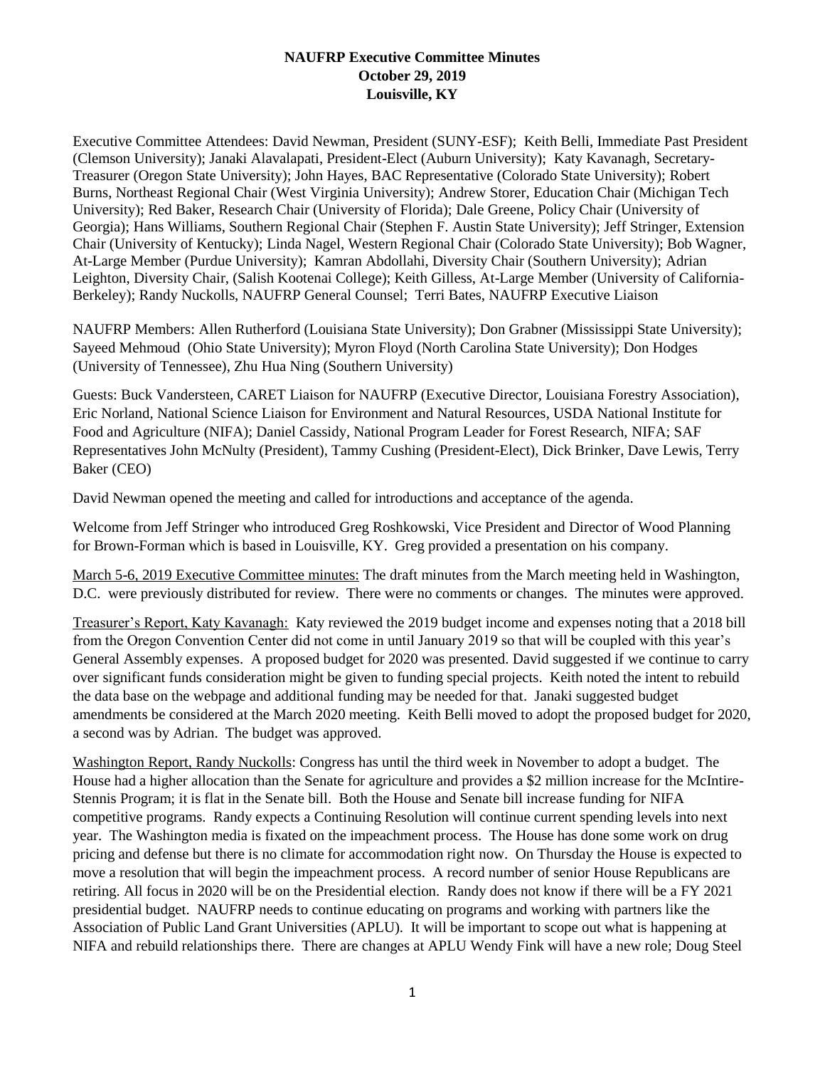**NAUFRP Executive Committee Minutes**
**October 29, 2019**
**Louisville, KY**

Executive Committee Attendees: David Newman, President (SUNY-ESF); Keith Belli, Immediate Past President (Clemson University); Janaki Alavalapati, President-Elect (Auburn University); Katy Kavanagh, Secretary-Treasurer (Oregon State University); John Hayes, BAC Representative (Colorado State University); Robert Burns, Northeast Regional Chair (West Virginia University); Andrew Storer, Education Chair (Michigan Tech University); Red Baker, Research Chair (University of Florida); Dale Greene, Policy Chair (University of Georgia); Hans Williams, Southern Regional Chair (Stephen F. Austin State University); Jeff Stringer, Extension Chair (University of Kentucky); Linda Nagel, Western Regional Chair (Colorado State University); Bob Wagner, At-Large Member (Purdue University); Kamran Abdollahi, Diversity Chair (Southern University); Adrian Leighton, Diversity Chair, (Salish Kootenai College); Keith Gilless, At-Large Member (University of California-Berkeley); Randy Nuckolls, NAUFRP General Counsel; Terri Bates, NAUFRP Executive Liaison

NAUFRP Members: Allen Rutherford (Louisiana State University); Don Grabner (Mississippi State University); Sayeed Mehmoud (Ohio State University); Myron Floyd (North Carolina State University); Don Hodges (University of Tennessee), Zhu Hua Ning (Southern University)

Guests: Buck Vandersteen, CARET Liaison for NAUFRP (Executive Director, Louisiana Forestry Association), Eric Norland, National Science Liaison for Environment and Natural Resources, USDA National Institute for Food and Agriculture (NIFA); Daniel Cassidy, National Program Leader for Forest Research, NIFA; SAF Representatives John McNulty (President), Tammy Cushing (President-Elect), Dick Brinker, Dave Lewis, Terry Baker (CEO)

David Newman opened the meeting and called for introductions and acceptance of the agenda.

Welcome from Jeff Stringer who introduced Greg Roshkowski, Vice President and Director of Wood Planning for Brown-Forman which is based in Louisville, KY. Greg provided a presentation on his company.

March 5-6, 2019 Executive Committee minutes: The draft minutes from the March meeting held in Washington, D.C. were previously distributed for review. There were no comments or changes. The minutes were approved.

Treasurer's Report, Katy Kavanagh: Katy reviewed the 2019 budget income and expenses noting that a 2018 bill from the Oregon Convention Center did not come in until January 2019 so that will be coupled with this year's General Assembly expenses. A proposed budget for 2020 was presented. David suggested if we continue to carry over significant funds consideration might be given to funding special projects. Keith noted the intent to rebuild the data base on the webpage and additional funding may be needed for that. Janaki suggested budget amendments be considered at the March 2020 meeting. Keith Belli moved to adopt the proposed budget for 2020, a second was by Adrian. The budget was approved.

Washington Report, Randy Nuckolls: Congress has until the third week in November to adopt a budget. The House had a higher allocation than the Senate for agriculture and provides a $2 million increase for the McIntire-Stennis Program; it is flat in the Senate bill. Both the House and Senate bill increase funding for NIFA competitive programs. Randy expects a Continuing Resolution will continue current spending levels into next year. The Washington media is fixated on the impeachment process. The House has done some work on drug pricing and defense but there is no climate for accommodation right now. On Thursday the House is expected to move a resolution that will begin the impeachment process. A record number of senior House Republicans are retiring. All focus in 2020 will be on the Presidential election. Randy does not know if there will be a FY 2021 presidential budget. NAUFRP needs to continue educating on programs and working with partners like the Association of Public Land Grant Universities (APLU). It will be important to scope out what is happening at NIFA and rebuild relationships there. There are changes at APLU Wendy Fink will have a new role; Doug Steel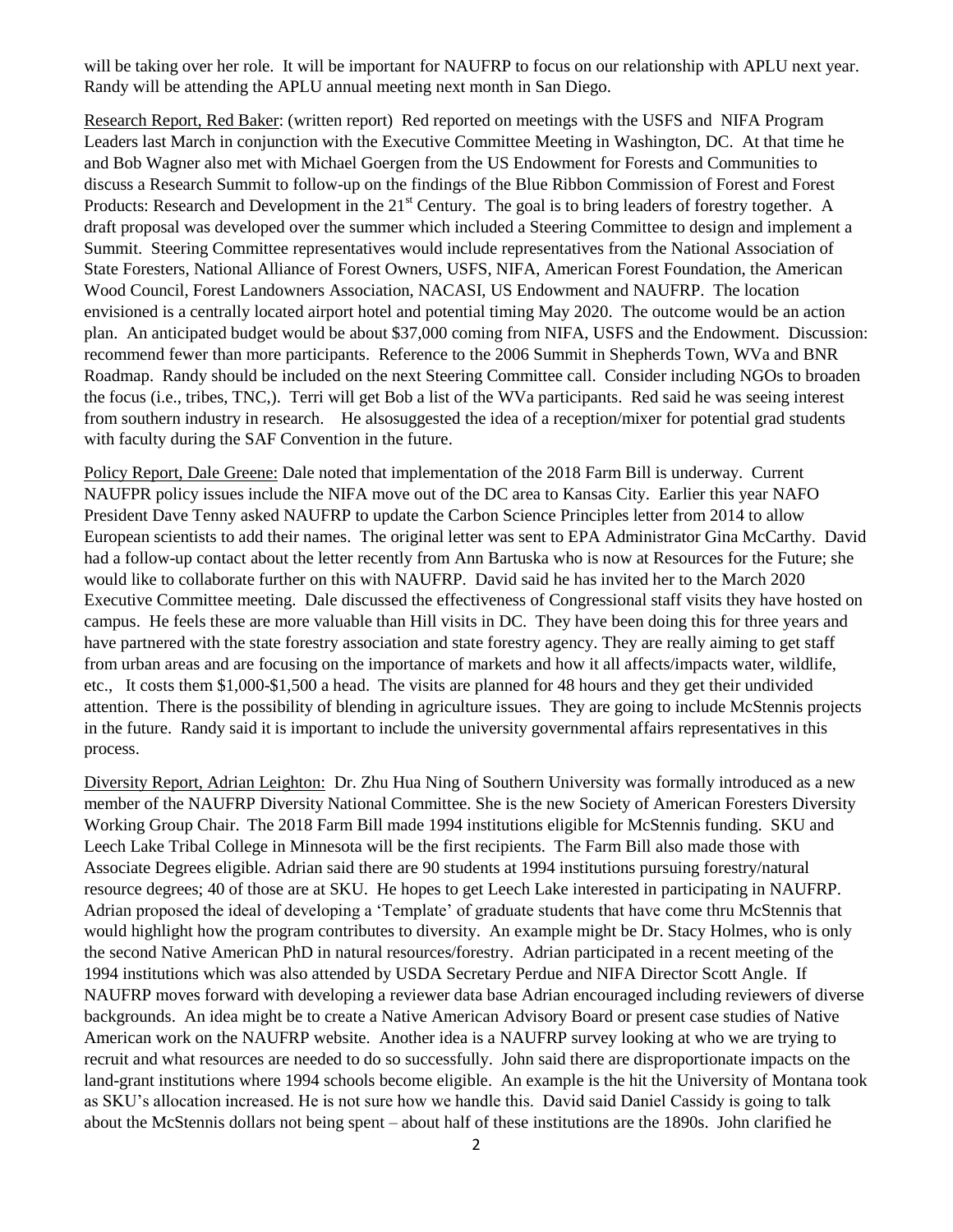will be taking over her role. It will be important for NAUFRP to focus on our relationship with APLU next year. Randy will be attending the APLU annual meeting next month in San Diego.

Research Report, Red Baker: (written report) Red reported on meetings with the USFS and NIFA Program Leaders last March in conjunction with the Executive Committee Meeting in Washington, DC. At that time he and Bob Wagner also met with Michael Goergen from the US Endowment for Forests and Communities to discuss a Research Summit to follow-up on the findings of the Blue Ribbon Commission of Forest and Forest Products: Research and Development in the 21st Century. The goal is to bring leaders of forestry together. A draft proposal was developed over the summer which included a Steering Committee to design and implement a Summit. Steering Committee representatives would include representatives from the National Association of State Foresters, National Alliance of Forest Owners, USFS, NIFA, American Forest Foundation, the American Wood Council, Forest Landowners Association, NACASI, US Endowment and NAUFRP. The location envisioned is a centrally located airport hotel and potential timing May 2020. The outcome would be an action plan. An anticipated budget would be about $37,000 coming from NIFA, USFS and the Endowment. Discussion: recommend fewer than more participants. Reference to the 2006 Summit in Shepherds Town, WVa and BNR Roadmap. Randy should be included on the next Steering Committee call. Consider including NGOs to broaden the focus (i.e., tribes, TNC,). Terri will get Bob a list of the WVa participants. Red said he was seeing interest from southern industry in research. He alsosuggested the idea of a reception/mixer for potential grad students with faculty during the SAF Convention in the future.

Policy Report, Dale Greene: Dale noted that implementation of the 2018 Farm Bill is underway. Current NAUFPR policy issues include the NIFA move out of the DC area to Kansas City. Earlier this year NAFO President Dave Tenny asked NAUFRP to update the Carbon Science Principles letter from 2014 to allow European scientists to add their names. The original letter was sent to EPA Administrator Gina McCarthy. David had a follow-up contact about the letter recently from Ann Bartuska who is now at Resources for the Future; she would like to collaborate further on this with NAUFRP. David said he has invited her to the March 2020 Executive Committee meeting. Dale discussed the effectiveness of Congressional staff visits they have hosted on campus. He feels these are more valuable than Hill visits in DC. They have been doing this for three years and have partnered with the state forestry association and state forestry agency. They are really aiming to get staff from urban areas and are focusing on the importance of markets and how it all affects/impacts water, wildlife, etc., It costs them $1,000-$1,500 a head. The visits are planned for 48 hours and they get their undivided attention. There is the possibility of blending in agriculture issues. They are going to include McStennis projects in the future. Randy said it is important to include the university governmental affairs representatives in this process.

Diversity Report, Adrian Leighton: Dr. Zhu Hua Ning of Southern University was formally introduced as a new member of the NAUFRP Diversity National Committee. She is the new Society of American Foresters Diversity Working Group Chair. The 2018 Farm Bill made 1994 institutions eligible for McStennis funding. SKU and Leech Lake Tribal College in Minnesota will be the first recipients. The Farm Bill also made those with Associate Degrees eligible. Adrian said there are 90 students at 1994 institutions pursuing forestry/natural resource degrees; 40 of those are at SKU. He hopes to get Leech Lake interested in participating in NAUFRP. Adrian proposed the ideal of developing a 'Template' of graduate students that have come thru McStennis that would highlight how the program contributes to diversity. An example might be Dr. Stacy Holmes, who is only the second Native American PhD in natural resources/forestry. Adrian participated in a recent meeting of the 1994 institutions which was also attended by USDA Secretary Perdue and NIFA Director Scott Angle. If NAUFRP moves forward with developing a reviewer data base Adrian encouraged including reviewers of diverse backgrounds. An idea might be to create a Native American Advisory Board or present case studies of Native American work on the NAUFRP website. Another idea is a NAUFRP survey looking at who we are trying to recruit and what resources are needed to do so successfully. John said there are disproportionate impacts on the land-grant institutions where 1994 schools become eligible. An example is the hit the University of Montana took as SKU's allocation increased. He is not sure how we handle this. David said Daniel Cassidy is going to talk about the McStennis dollars not being spent – about half of these institutions are the 1890s. John clarified he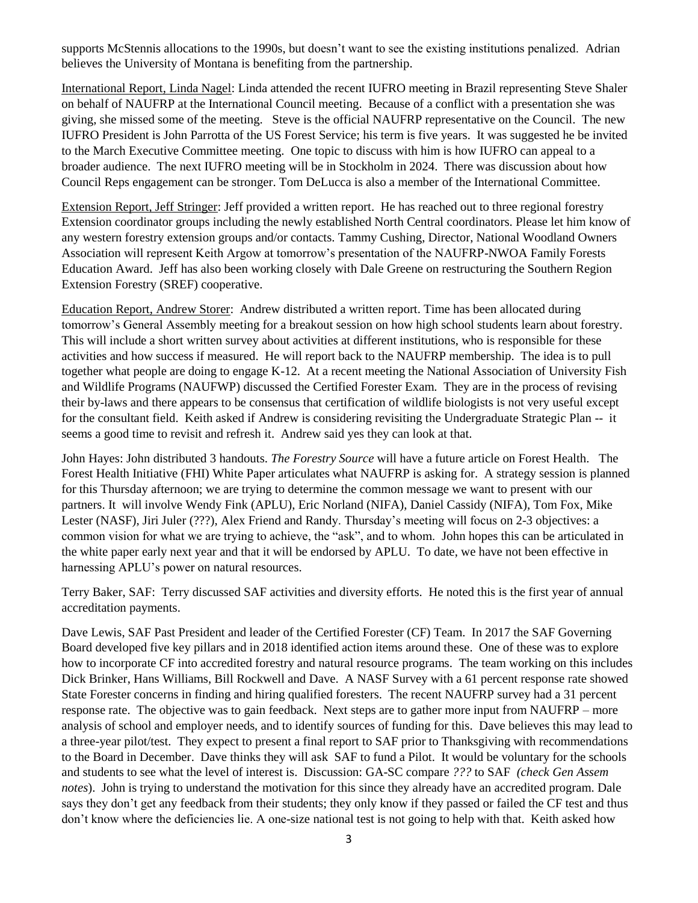supports McStennis allocations to the 1990s, but doesn't want to see the existing institutions penalized. Adrian believes the University of Montana is benefiting from the partnership.

International Report, Linda Nagel: Linda attended the recent IUFRO meeting in Brazil representing Steve Shaler on behalf of NAUFRP at the International Council meeting. Because of a conflict with a presentation she was giving, she missed some of the meeting. Steve is the official NAUFRP representative on the Council. The new IUFRO President is John Parrotta of the US Forest Service; his term is five years. It was suggested he be invited to the March Executive Committee meeting. One topic to discuss with him is how IUFRO can appeal to a broader audience. The next IUFRO meeting will be in Stockholm in 2024. There was discussion about how Council Reps engagement can be stronger. Tom DeLucca is also a member of the International Committee.

Extension Report, Jeff Stringer: Jeff provided a written report. He has reached out to three regional forestry Extension coordinator groups including the newly established North Central coordinators. Please let him know of any western forestry extension groups and/or contacts. Tammy Cushing, Director, National Woodland Owners Association will represent Keith Argow at tomorrow's presentation of the NAUFRP-NWOA Family Forests Education Award. Jeff has also been working closely with Dale Greene on restructuring the Southern Region Extension Forestry (SREF) cooperative.

Education Report, Andrew Storer: Andrew distributed a written report. Time has been allocated during tomorrow's General Assembly meeting for a breakout session on how high school students learn about forestry. This will include a short written survey about activities at different institutions, who is responsible for these activities and how success if measured. He will report back to the NAUFRP membership. The idea is to pull together what people are doing to engage K-12. At a recent meeting the National Association of University Fish and Wildlife Programs (NAUFWP) discussed the Certified Forester Exam. They are in the process of revising their by-laws and there appears to be consensus that certification of wildlife biologists is not very useful except for the consultant field. Keith asked if Andrew is considering revisiting the Undergraduate Strategic Plan -- it seems a good time to revisit and refresh it. Andrew said yes they can look at that.

John Hayes: John distributed 3 handouts. *The Forestry Source* will have a future article on Forest Health. The Forest Health Initiative (FHI) White Paper articulates what NAUFRP is asking for. A strategy session is planned for this Thursday afternoon; we are trying to determine the common message we want to present with our partners. It will involve Wendy Fink (APLU), Eric Norland (NIFA), Daniel Cassidy (NIFA), Tom Fox, Mike Lester (NASF), Jiri Juler (???), Alex Friend and Randy. Thursday's meeting will focus on 2-3 objectives: a common vision for what we are trying to achieve, the "ask", and to whom. John hopes this can be articulated in the white paper early next year and that it will be endorsed by APLU. To date, we have not been effective in harnessing APLU's power on natural resources.

Terry Baker, SAF: Terry discussed SAF activities and diversity efforts. He noted this is the first year of annual accreditation payments.

Dave Lewis, SAF Past President and leader of the Certified Forester (CF) Team. In 2017 the SAF Governing Board developed five key pillars and in 2018 identified action items around these. One of these was to explore how to incorporate CF into accredited forestry and natural resource programs. The team working on this includes Dick Brinker, Hans Williams, Bill Rockwell and Dave. A NASF Survey with a 61 percent response rate showed State Forester concerns in finding and hiring qualified foresters. The recent NAUFRP survey had a 31 percent response rate. The objective was to gain feedback. Next steps are to gather more input from NAUFRP – more analysis of school and employer needs, and to identify sources of funding for this. Dave believes this may lead to a three-year pilot/test. They expect to present a final report to SAF prior to Thanksgiving with recommendations to the Board in December. Dave thinks they will ask SAF to fund a Pilot. It would be voluntary for the schools and students to see what the level of interest is. Discussion: GA-SC compare *???* to SAF *(check Gen Assem notes*). John is trying to understand the motivation for this since they already have an accredited program. Dale says they don't get any feedback from their students; they only know if they passed or failed the CF test and thus don't know where the deficiencies lie. A one-size national test is not going to help with that. Keith asked how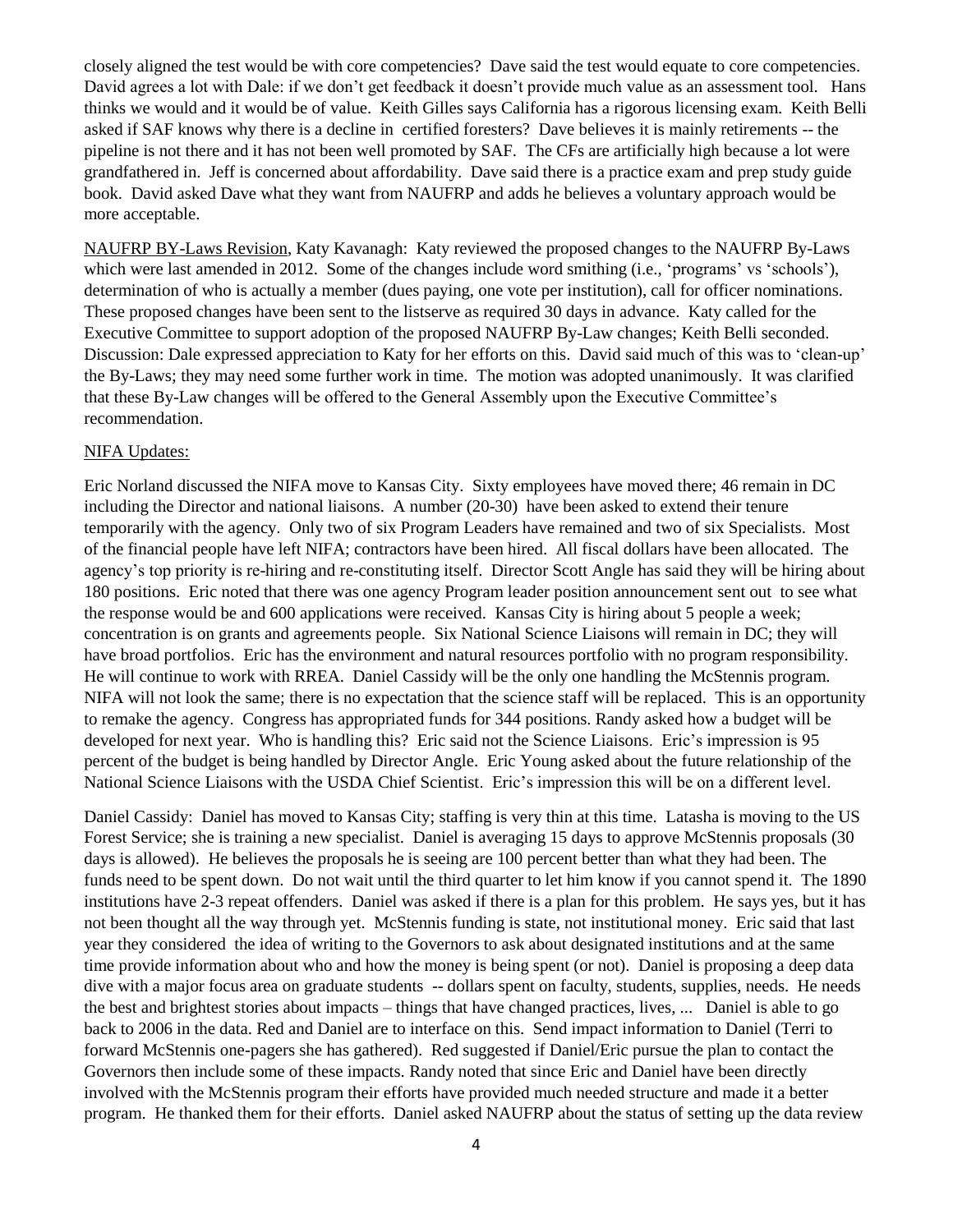closely aligned the test would be with core competencies? Dave said the test would equate to core competencies. David agrees a lot with Dale: if we don't get feedback it doesn't provide much value as an assessment tool. Hans thinks we would and it would be of value. Keith Gilles says California has a rigorous licensing exam. Keith Belli asked if SAF knows why there is a decline in certified foresters? Dave believes it is mainly retirements -- the pipeline is not there and it has not been well promoted by SAF. The CFs are artificially high because a lot were grandfathered in. Jeff is concerned about affordability. Dave said there is a practice exam and prep study guide book. David asked Dave what they want from NAUFRP and adds he believes a voluntary approach would be more acceptable.

<u>NAUFRP BY-Laws Revision</u>, Katy Kavanagh: Katy reviewed the proposed changes to the NAUFRP By-Laws which were last amended in 2012. Some of the changes include word smithing (i.e., 'programs' vs 'schools'), determination of who is actually a member (dues paying, one vote per institution), call for officer nominations. These proposed changes have been sent to the listserve as required 30 days in advance. Katy called for the Executive Committee to support adoption of the proposed NAUFRP By-Law changes; Keith Belli seconded. Discussion: Dale expressed appreciation to Katy for her efforts on this. David said much of this was to 'clean-up' the By-Laws; they may need some further work in time. The motion was adopted unanimously. It was clarified that these By-Law changes will be offered to the General Assembly upon the Executive Committee's recommendation.

<u>NIFA Updates:</u>

Eric Norland discussed the NIFA move to Kansas City. Sixty employees have moved there; 46 remain in DC including the Director and national liaisons. A number (20-30) have been asked to extend their tenure temporarily with the agency. Only two of six Program Leaders have remained and two of six Specialists. Most of the financial people have left NIFA; contractors have been hired. All fiscal dollars have been allocated. The agency's top priority is re-hiring and re-constituting itself. Director Scott Angle has said they will be hiring about 180 positions. Eric noted that there was one agency Program leader position announcement sent out to see what the response would be and 600 applications were received. Kansas City is hiring about 5 people a week; concentration is on grants and agreements people. Six National Science Liaisons will remain in DC; they will have broad portfolios. Eric has the environment and natural resources portfolio with no program responsibility. He will continue to work with RREA. Daniel Cassidy will be the only one handling the McStennis program. NIFA will not look the same; there is no expectation that the science staff will be replaced. This is an opportunity to remake the agency. Congress has appropriated funds for 344 positions. Randy asked how a budget will be developed for next year. Who is handling this? Eric said not the Science Liaisons. Eric's impression is 95 percent of the budget is being handled by Director Angle. Eric Young asked about the future relationship of the National Science Liaisons with the USDA Chief Scientist. Eric's impression this will be on a different level.

Daniel Cassidy: Daniel has moved to Kansas City; staffing is very thin at this time. Latasha is moving to the US Forest Service; she is training a new specialist. Daniel is averaging 15 days to approve McStennis proposals (30 days is allowed). He believes the proposals he is seeing are 100 percent better than what they had been. The funds need to be spent down. Do not wait until the third quarter to let him know if you cannot spend it. The 1890 institutions have 2-3 repeat offenders. Daniel was asked if there is a plan for this problem. He says yes, but it has not been thought all the way through yet. McStennis funding is state, not institutional money. Eric said that last year they considered the idea of writing to the Governors to ask about designated institutions and at the same time provide information about who and how the money is being spent (or not). Daniel is proposing a deep data dive with a major focus area on graduate students -- dollars spent on faculty, students, supplies, needs. He needs the best and brightest stories about impacts – things that have changed practices, lives, ... Daniel is able to go back to 2006 in the data. Red and Daniel are to interface on this. Send impact information to Daniel (Terri to forward McStennis one-pagers she has gathered). Red suggested if Daniel/Eric pursue the plan to contact the Governors then include some of these impacts. Randy noted that since Eric and Daniel have been directly involved with the McStennis program their efforts have provided much needed structure and made it a better program. He thanked them for their efforts. Daniel asked NAUFRP about the status of setting up the data review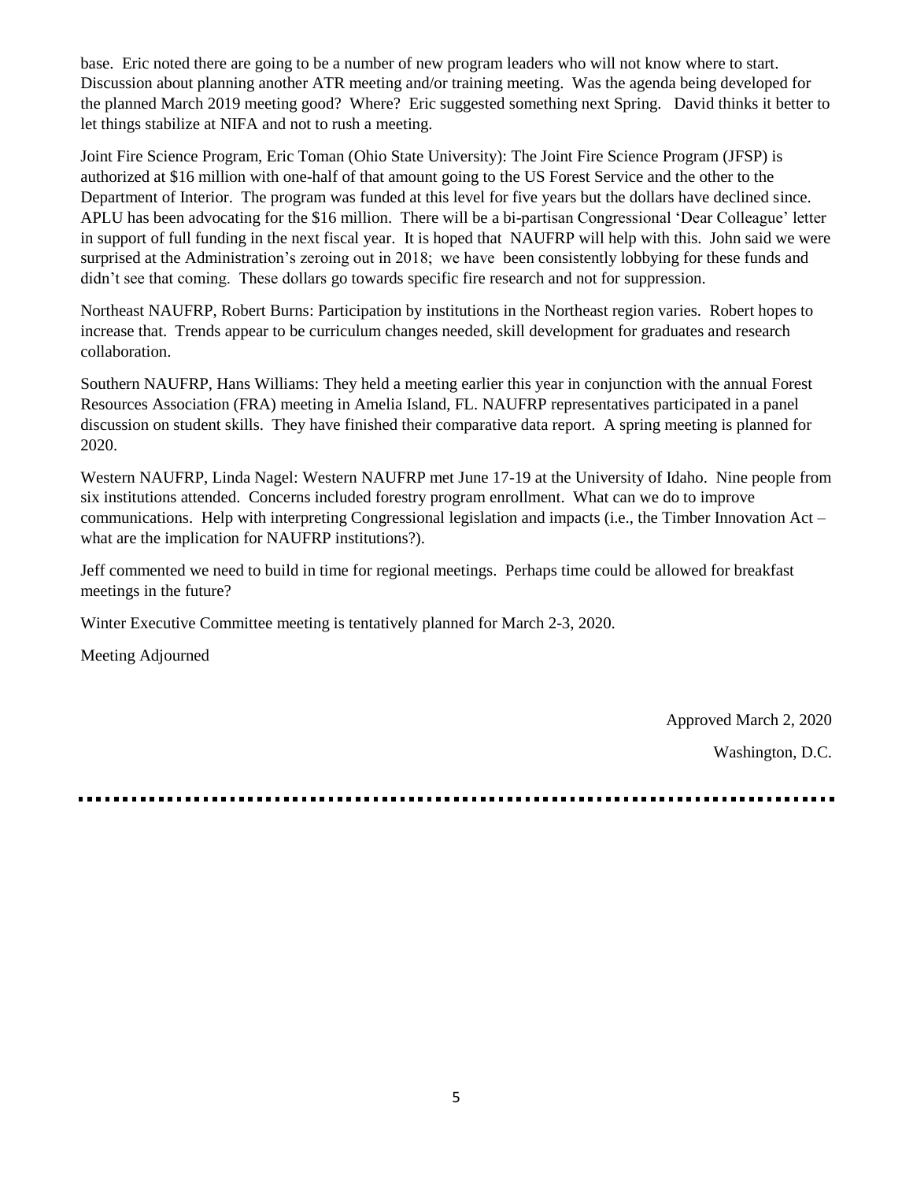base. Eric noted there are going to be a number of new program leaders who will not know where to start. Discussion about planning another ATR meeting and/or training meeting. Was the agenda being developed for the planned March 2019 meeting good? Where? Eric suggested something next Spring. David thinks it better to let things stabilize at NIFA and not to rush a meeting.

Joint Fire Science Program, Eric Toman (Ohio State University): The Joint Fire Science Program (JFSP) is authorized at $16 million with one-half of that amount going to the US Forest Service and the other to the Department of Interior. The program was funded at this level for five years but the dollars have declined since. APLU has been advocating for the $16 million. There will be a bi-partisan Congressional 'Dear Colleague' letter in support of full funding in the next fiscal year. It is hoped that NAUFRP will help with this. John said we were surprised at the Administration's zeroing out in 2018; we have been consistently lobbying for these funds and didn't see that coming. These dollars go towards specific fire research and not for suppression.

Northeast NAUFRP, Robert Burns: Participation by institutions in the Northeast region varies. Robert hopes to increase that. Trends appear to be curriculum changes needed, skill development for graduates and research collaboration.

Southern NAUFRP, Hans Williams: They held a meeting earlier this year in conjunction with the annual Forest Resources Association (FRA) meeting in Amelia Island, FL. NAUFRP representatives participated in a panel discussion on student skills. They have finished their comparative data report. A spring meeting is planned for 2020.

Western NAUFRP, Linda Nagel: Western NAUFRP met June 17-19 at the University of Idaho. Nine people from six institutions attended. Concerns included forestry program enrollment. What can we do to improve communications. Help with interpreting Congressional legislation and impacts (i.e., the Timber Innovation Act – what are the implication for NAUFRP institutions?).

Jeff commented we need to build in time for regional meetings. Perhaps time could be allowed for breakfast meetings in the future?

Winter Executive Committee meeting is tentatively planned for March 2-3, 2020.

Meeting Adjourned

Approved March 2, 2020

Washington, D.C.